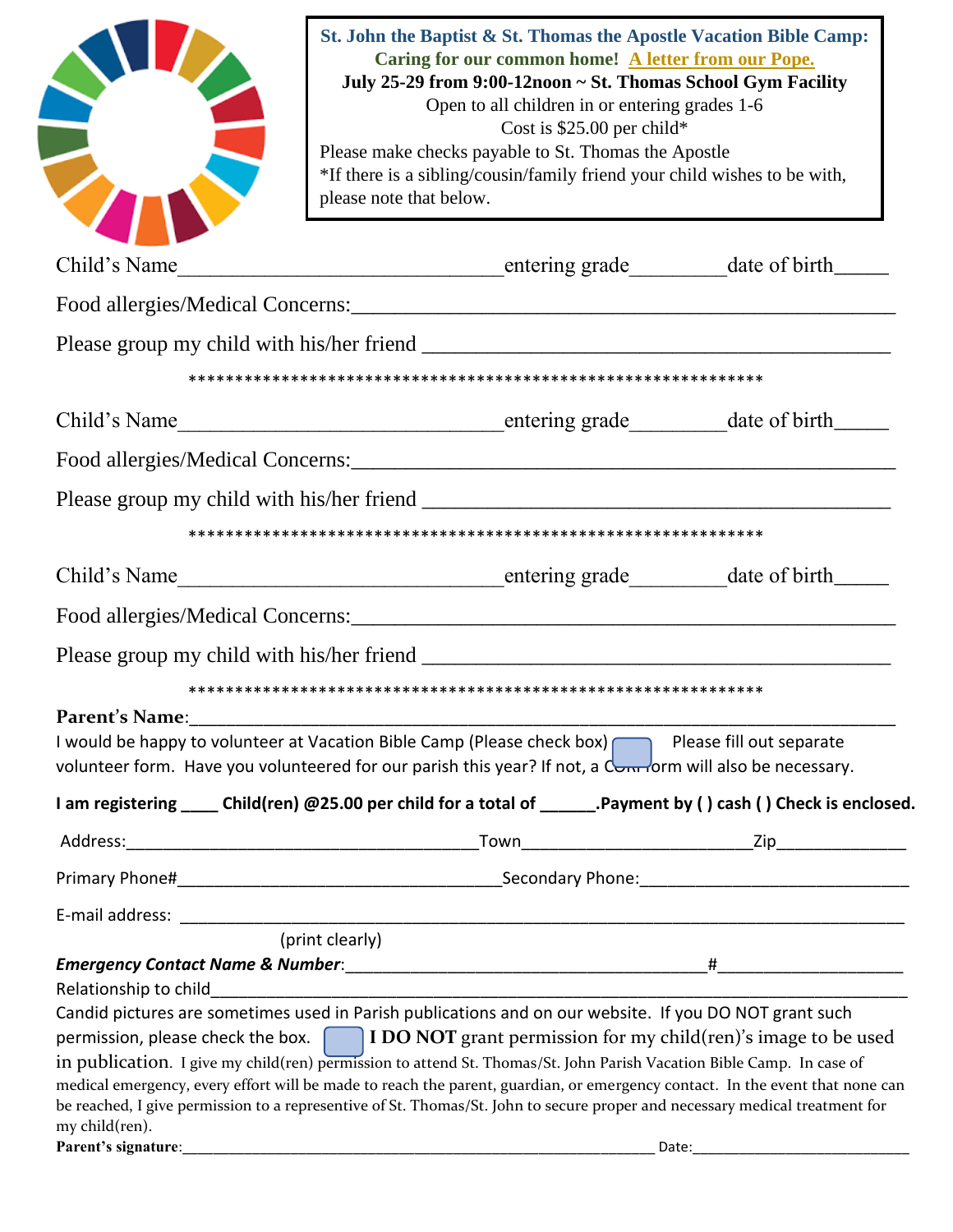**St. John the Baptist & St. Thomas the Apostle Vacation Bible Camp:**
**Caring for our common home! A letter from our Pope.**
**July 25-29 from 9:00-12noon ~ St. Thomas School Gym Facility**
Open to all children in or entering grades 1-6
Cost is $25.00 per child*
Please make checks payable to St. Thomas the Apostle
*If there is a sibling/cousin/family friend your child wishes to be with, please note that below.

Child's Name______________________________entering grade_________date of birth_____

Food allergies/Medical Concerns:__________________________________________________

Please group my child with his/her friend ___________________________________________

****************************************************************

Child's Name______________________________entering grade_________date of birth_____

Food allergies/Medical Concerns:__________________________________________________

Please group my child with his/her friend ___________________________________________

****************************************************************

Child's Name______________________________entering grade_________date of birth_____

Food allergies/Medical Concerns:__________________________________________________

Please group my child with his/her friend ___________________________________________

****************************************************************

**Parent's Name**:_____________________________________________________________

I would be happy to volunteer at Vacation Bible Camp (Please check box) ☐ Please fill out separate volunteer form. Have you volunteered for our parish this year? If not, a CORI form will also be necessary.

**I am registering ____ Child(ren) @25.00 per child for a total of ______.Payment by ( ) cash ( ) Check is enclosed.**

Address:______________________________________Town________________________Zip______________

Primary Phone#___________________________________Secondary Phone:_____________________________

E-mail address: ___________________________________________________________________________
(print clearly)

***Emergency Contact Name & Number***:_______________________________________#____________________

Relationship to child_______________________________________________________________________

Candid pictures are sometimes used in Parish publications and on our website. If you DO NOT grant such permission, please check the box. ☐ **I DO NOT** grant permission for my child(ren)'s image to be used in publication. I give my child(ren) permission to attend St. Thomas/St. John Parish Vacation Bible Camp. In case of medical emergency, every effort will be made to reach the parent, guardian, or emergency contact. In the event that none can be reached, I give permission to a representative of St. Thomas/St. John to secure proper and necessary medical treatment for my child(ren).

**Parent's signature**:_________________________________________________________ Date:__________________________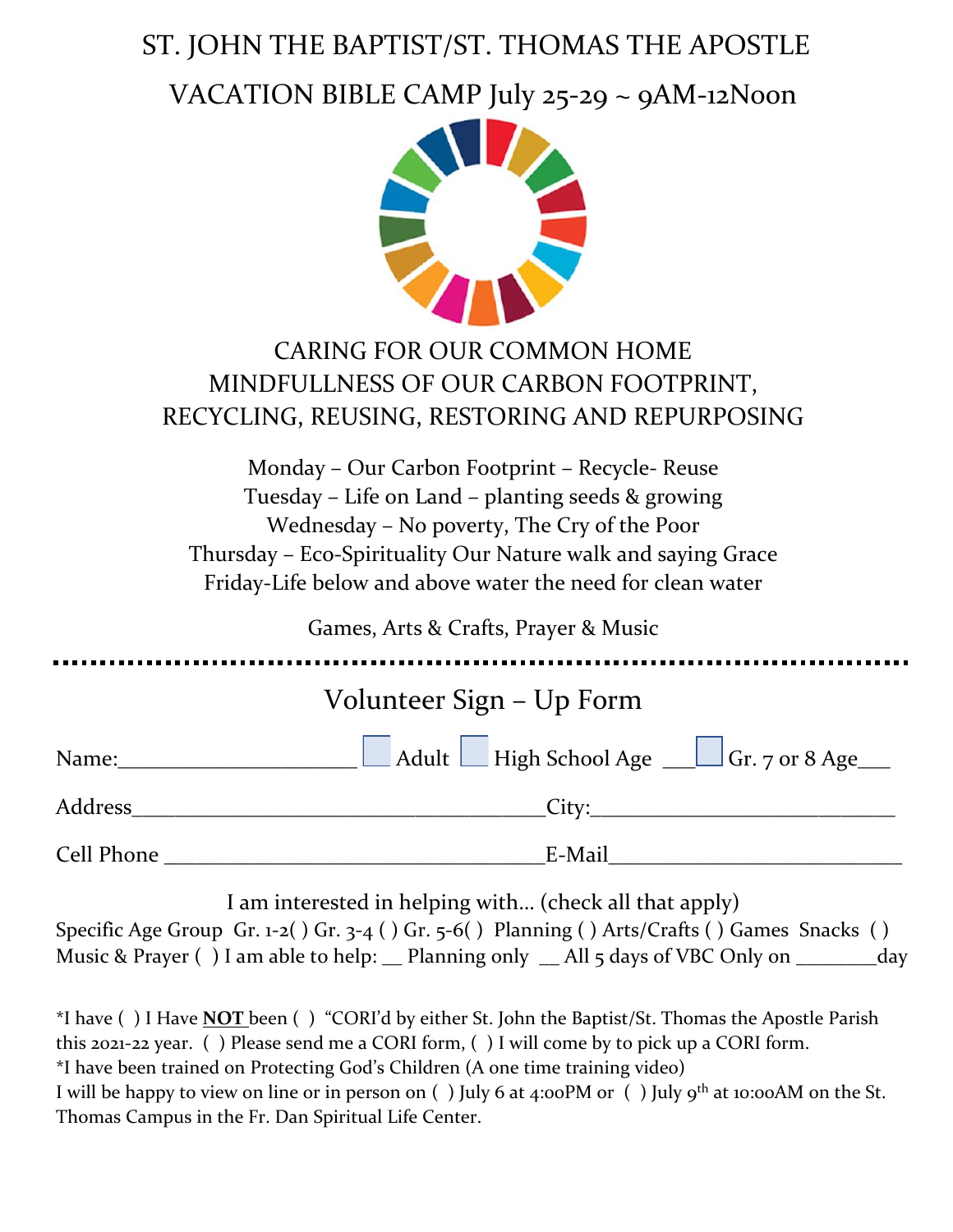# ST. JOHN THE BAPTIST/ST. THOMAS THE APOSTLE

## VACATION BIBLE CAMP July 25-29 ~ 9AM-12Noon

CARING FOR OUR COMMON HOME
MINDFULLNESS OF OUR CARBON FOOTPRINT,
RECYCLING, REUSING, RESTORING AND REPURPOSING

Monday – Our Carbon Footprint – Recycle- Reuse
Tuesday – Life on Land – planting seeds & growing
Wednesday – No poverty, The Cry of the Poor
Thursday – Eco-Spirituality Our Nature walk and saying Grace
Friday-Life below and above water the need for clean water

Games, Arts & Crafts, Prayer & Music

---

## Volunteer Sign – Up Form

Name:____________________ ☐ Adult ☐ High School Age ___☐ Gr. 7 or 8 Age___

Address___________________________________City:_________________________

Cell Phone _______________________________E-Mail________________________

I am interested in helping with… (check all that apply)

Specific Age Group Gr. 1-2( ) Gr. 3-4 ( ) Gr. 5-6( ) Planning ( ) Arts/Crafts ( ) Games Snacks ( )
Music & Prayer ( ) I am able to help: __ Planning only __ All 5 days of VBC Only on _______day

*I have ( ) I Have **NOT** been ( ) "CORI'd by either St. John the Baptist/St. Thomas the Apostle Parish this 2021-22 year. ( ) Please send me a CORI form, ( ) I will come by to pick up a CORI form.
*I have been trained on Protecting God's Children (A one time training video)
I will be happy to view on line or in person on ( ) July 6 at 4:00PM or ( ) July 9th at 10:00AM on the St. Thomas Campus in the Fr. Dan Spiritual Life Center.